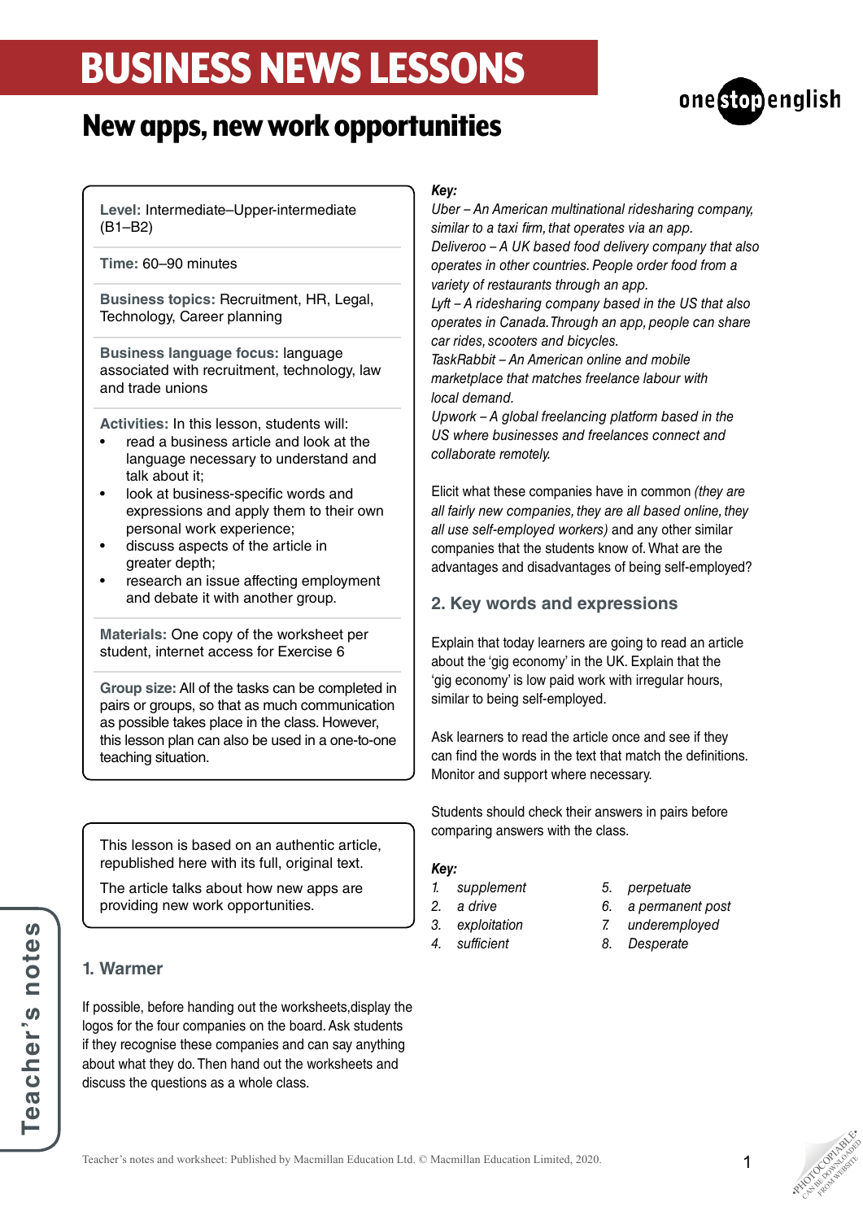# BUSINESS NEWS LESSONS

## New apps, new work opportunities

**Level:** Intermediate–Upper-intermediate (B1–B2)

**Time:** 60–90 minutes

**Business topics:** Recruitment, HR, Legal, Technology, Career planning

**Business language focus:** language associated with recruitment, technology, law and trade unions

**Activities:** In this lesson, students will:

- read a business article and look at the language necessary to understand and talk about it;
- look at business-specific words and expressions and apply them to their own personal work experience;
- discuss aspects of the article in greater depth;
- research an issue affecting employment and debate it with another group.

**Materials:** One copy of the worksheet per student, internet access for Exercise 6

**Group size:** All of the tasks can be completed in pairs or groups, so that as much communication as possible takes place in the class. However, this lesson plan can also be used in a one-to-one teaching situation.

This lesson is based on an authentic article, republished here with its full, original text.

The article talks about how new apps are providing new work opportunities.

### 1. Warmer

If possible, before handing out the worksheets, display the logos for the four companies on the board. Ask students if they recognise these companies and can say anything about what they do. Then hand out the worksheets and discuss the questions as a whole class.

***Key:***

*Uber – An American multinational ridesharing company, similar to a taxi firm, that operates via an app.*
*Deliveroo – A UK based food delivery company that also operates in other countries. People order food from a variety of restaurants through an app.*
*Lyft – A ridesharing company based in the US that also operates in Canada. Through an app, people can share car rides, scooters and bicycles.*
*TaskRabbit – An American online and mobile marketplace that matches freelance labour with local demand.*
*Upwork – A global freelancing platform based in the US where businesses and freelances connect and collaborate remotely.*

Elicit what these companies have in common *(they are all fairly new companies, they are all based online, they all use self-employed workers)* and any other similar companies that the students know of. What are the advantages and disadvantages of being self-employed?

### 2. Key words and expressions

Explain that today learners are going to read an article about the 'gig economy' in the UK. Explain that the 'gig economy' is low paid work with irregular hours, similar to being self-employed.

Ask learners to read the article once and see if they can find the words in the text that match the definitions. Monitor and support where necessary.

Students should check their answers in pairs before comparing answers with the class.

***Key:***

1. *supplement*
2. *a drive*
3. *exploitation*
4. *sufficient*
5. *perpetuate*
6. *a permanent post*
7. *underemployed*
8. *Desperate*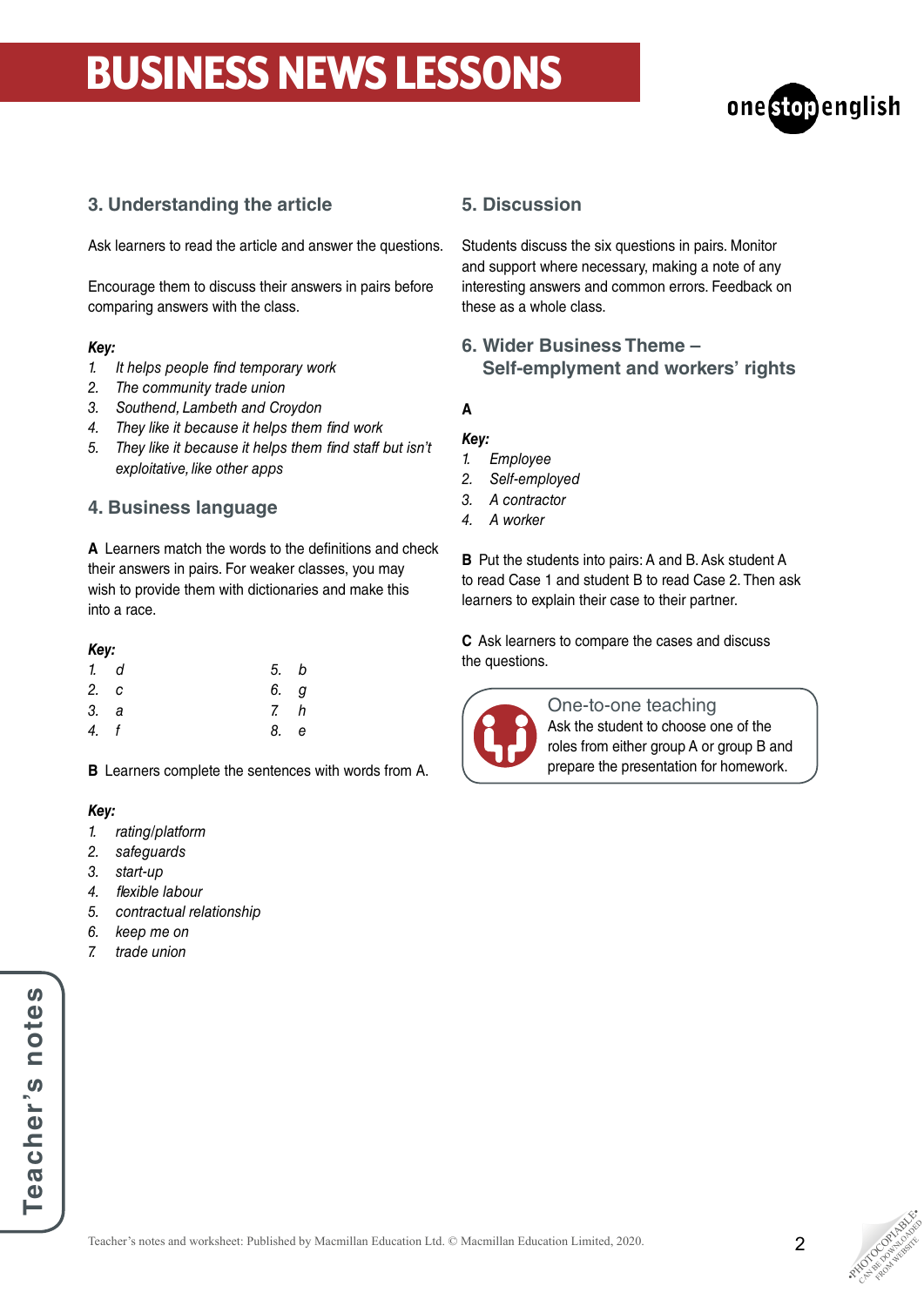## 3. Understanding the article

Ask learners to read the article and answer the questions.

Encourage them to discuss their answers in pairs before comparing answers with the class.

***Key:***

1. *It helps people find temporary work*
2. *The community trade union*
3. *Southend, Lambeth and Croydon*
4. *They like it because it helps them find work*
5. *They like it because it helps them find staff but isn't exploitative, like other apps*

## 4. Business language

**A** Learners match the words to the definitions and check their answers in pairs. For weaker classes, you may wish to provide them with dictionaries and make this into a race.

***Key:***

| | | | |
|---|---|---|---|
| *1.* | *d* | *5.* | *b* |
| *2.* | *c* | *6.* | *g* |
| *3.* | *a* | *7.* | *h* |
| *4.* | *f* | *8.* | *e* |

**B** Learners complete the sentences with words from A.

***Key:***

1. *rating/platform*
2. *safeguards*
3. *start-up*
4. *flexible labour*
5. *contractual relationship*
6. *keep me on*
7. *trade union*

## 5. Discussion

Students discuss the six questions in pairs. Monitor and support where necessary, making a note of any interesting answers and common errors. Feedback on these as a whole class.

## 6. Wider Business Theme – Self-emplyment and workers' rights

**A**

***Key:***

1. *Employee*
2. *Self-employed*
3. *A contractor*
4. *A worker*

**B** Put the students into pairs: A and B. Ask student A to read Case 1 and student B to read Case 2. Then ask learners to explain their case to their partner.

**C** Ask learners to compare the cases and discuss the questions.

**One-to-one teaching**

Ask the student to choose one of the roles from either group A or group B and prepare the presentation for homework.